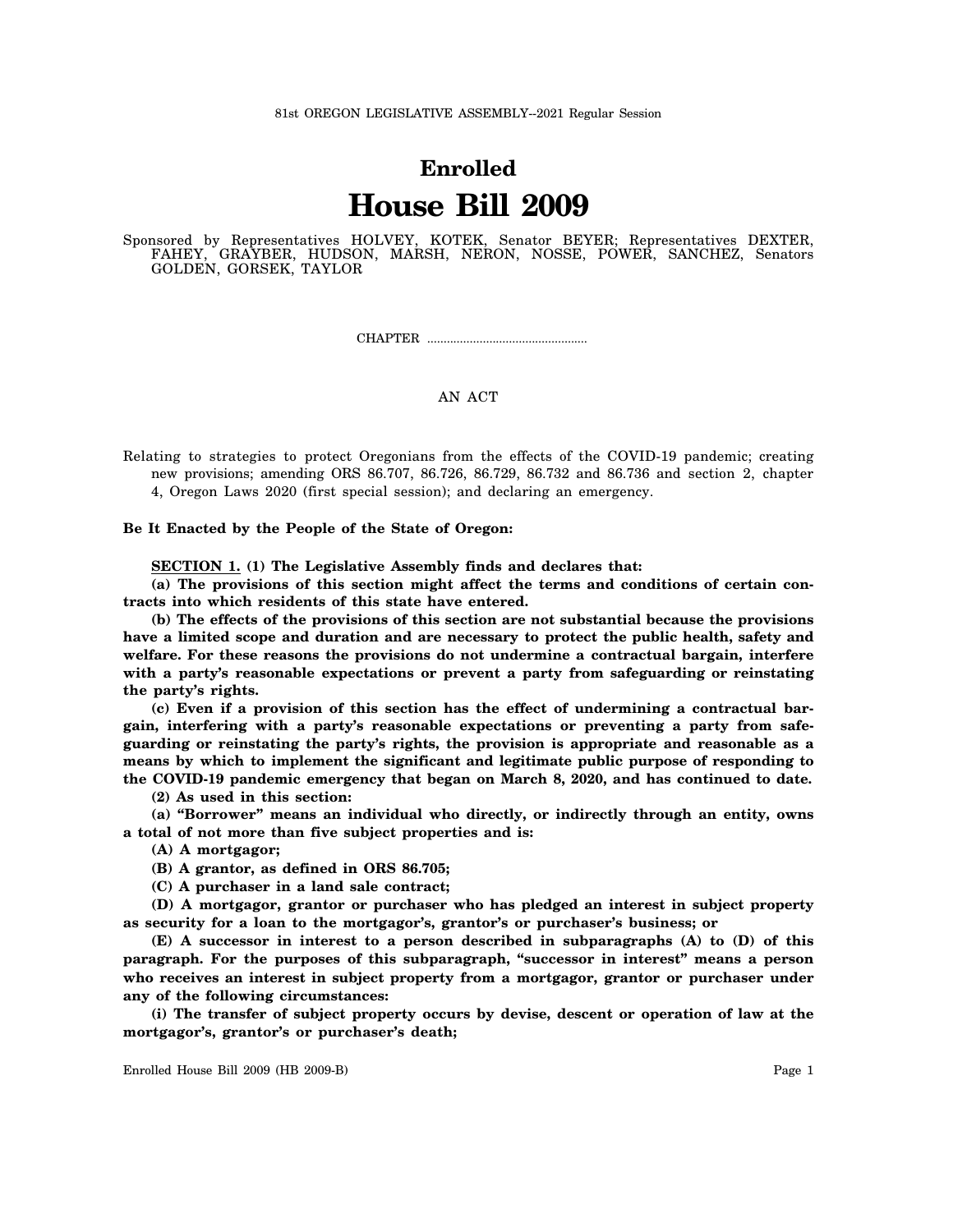81st OREGON LEGISLATIVE ASSEMBLY--2021 Regular Session

# Enrolled

# House Bill 2009

Sponsored by Representatives HOLVEY, KOTEK, Senator BEYER; Representatives DEXTER, FAHEY, GRAYBER, HUDSON, MARSH, NERON, NOSSE, POWER, SANCHEZ, Senators GOLDEN, GORSEK, TAYLOR

CHAPTER ................................................

AN ACT

Relating to strategies to protect Oregonians from the effects of the COVID-19 pandemic; creating new provisions; amending ORS 86.707, 86.726, 86.729, 86.732 and 86.736 and section 2, chapter 4, Oregon Laws 2020 (first special session); and declaring an emergency.

**Be It Enacted by the People of the State of Oregon:**

**SECTION 1. (1) The Legislative Assembly finds and declares that:**

**(a) The provisions of this section might affect the terms and conditions of certain contracts into which residents of this state have entered.**

**(b) The effects of the provisions of this section are not substantial because the provisions have a limited scope and duration and are necessary to protect the public health, safety and welfare. For these reasons the provisions do not undermine a contractual bargain, interfere with a party's reasonable expectations or prevent a party from safeguarding or reinstating the party's rights.**

**(c) Even if a provision of this section has the effect of undermining a contractual bargain, interfering with a party's reasonable expectations or preventing a party from safeguarding or reinstating the party's rights, the provision is appropriate and reasonable as a means by which to implement the significant and legitimate public purpose of responding to the COVID-19 pandemic emergency that began on March 8, 2020, and has continued to date.**

**(2) As used in this section:**

**(a) "Borrower" means an individual who directly, or indirectly through an entity, owns a total of not more than five subject properties and is:**

**(A) A mortgagor;**

**(B) A grantor, as defined in ORS 86.705;**

**(C) A purchaser in a land sale contract;**

**(D) A mortgagor, grantor or purchaser who has pledged an interest in subject property as security for a loan to the mortgagor's, grantor's or purchaser's business; or**

**(E) A successor in interest to a person described in subparagraphs (A) to (D) of this paragraph. For the purposes of this subparagraph, "successor in interest" means a person who receives an interest in subject property from a mortgagor, grantor or purchaser under any of the following circumstances:**

**(i) The transfer of subject property occurs by devise, descent or operation of law at the mortgagor's, grantor's or purchaser's death;**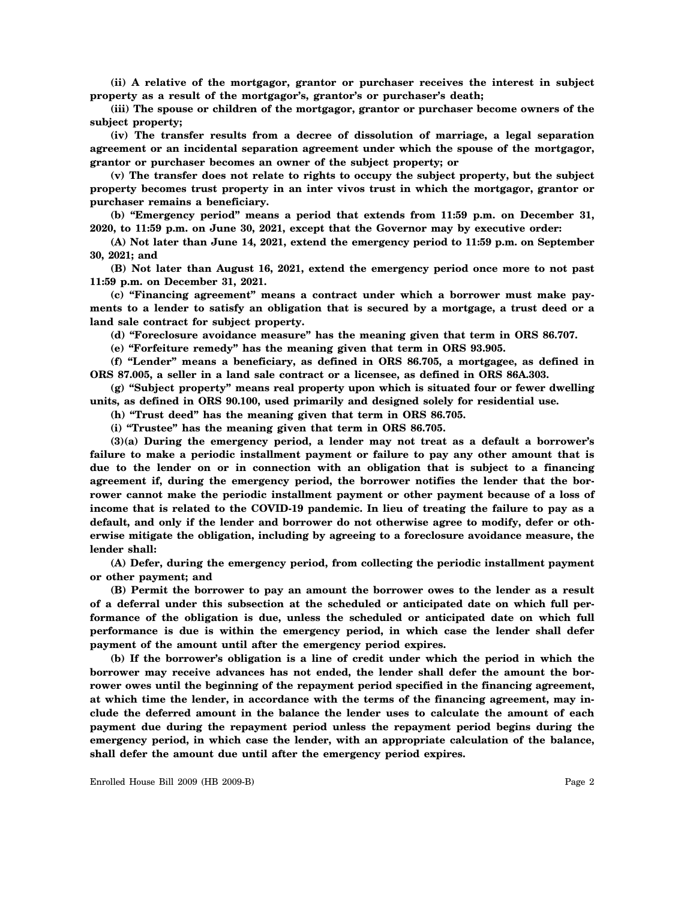**(ii) A relative of the mortgagor, grantor or purchaser receives the interest in subject property as a result of the mortgagor's, grantor's or purchaser's death;**

**(iii) The spouse or children of the mortgagor, grantor or purchaser become owners of the subject property;**

**(iv) The transfer results from a decree of dissolution of marriage, a legal separation agreement or an incidental separation agreement under which the spouse of the mortgagor, grantor or purchaser becomes an owner of the subject property; or**

**(v) The transfer does not relate to rights to occupy the subject property, but the subject property becomes trust property in an inter vivos trust in which the mortgagor, grantor or purchaser remains a beneficiary.**

**(b) "Emergency period" means a period that extends from 11:59 p.m. on December 31, 2020, to 11:59 p.m. on June 30, 2021, except that the Governor may by executive order:**

**(A) Not later than June 14, 2021, extend the emergency period to 11:59 p.m. on September 30, 2021; and**

**(B) Not later than August 16, 2021, extend the emergency period once more to not past 11:59 p.m. on December 31, 2021.**

**(c) "Financing agreement" means a contract under which a borrower must make payments to a lender to satisfy an obligation that is secured by a mortgage, a trust deed or a land sale contract for subject property.**

**(d) "Foreclosure avoidance measure" has the meaning given that term in ORS 86.707.**

**(e) "Forfeiture remedy" has the meaning given that term in ORS 93.905.**

**(f) "Lender" means a beneficiary, as defined in ORS 86.705, a mortgagee, as defined in ORS 87.005, a seller in a land sale contract or a licensee, as defined in ORS 86A.303.**

**(g) "Subject property" means real property upon which is situated four or fewer dwelling units, as defined in ORS 90.100, used primarily and designed solely for residential use.**

**(h) "Trust deed" has the meaning given that term in ORS 86.705.**

**(i) "Trustee" has the meaning given that term in ORS 86.705.**

**(3)(a) During the emergency period, a lender may not treat as a default a borrower's failure to make a periodic installment payment or failure to pay any other amount that is due to the lender on or in connection with an obligation that is subject to a financing agreement if, during the emergency period, the borrower notifies the lender that the borrower cannot make the periodic installment payment or other payment because of a loss of income that is related to the COVID-19 pandemic. In lieu of treating the failure to pay as a default, and only if the lender and borrower do not otherwise agree to modify, defer or otherwise mitigate the obligation, including by agreeing to a foreclosure avoidance measure, the lender shall:**

**(A) Defer, during the emergency period, from collecting the periodic installment payment or other payment; and**

**(B) Permit the borrower to pay an amount the borrower owes to the lender as a result of a deferral under this subsection at the scheduled or anticipated date on which full performance of the obligation is due, unless the scheduled or anticipated date on which full performance is due is within the emergency period, in which case the lender shall defer payment of the amount until after the emergency period expires.**

**(b) If the borrower's obligation is a line of credit under which the period in which the borrower may receive advances has not ended, the lender shall defer the amount the borrower owes until the beginning of the repayment period specified in the financing agreement, at which time the lender, in accordance with the terms of the financing agreement, may include the deferred amount in the balance the lender uses to calculate the amount of each payment due during the repayment period unless the repayment period begins during the emergency period, in which case the lender, with an appropriate calculation of the balance, shall defer the amount due until after the emergency period expires.**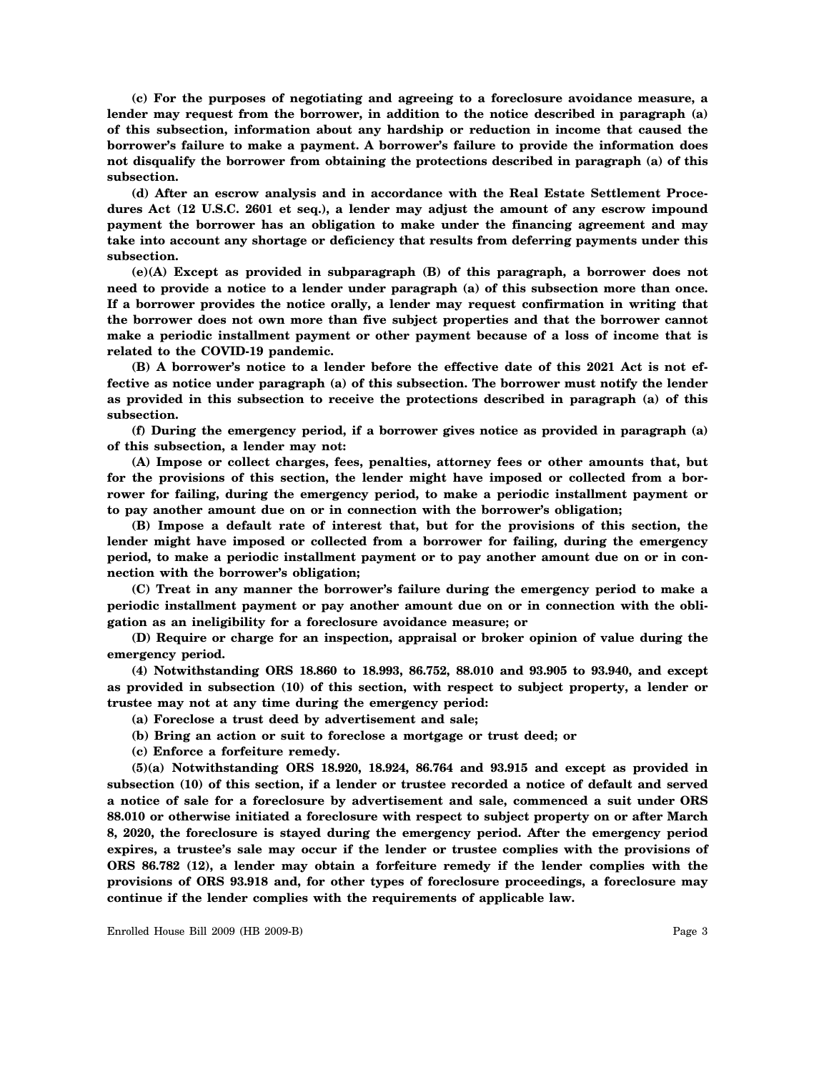**(c) For the purposes of negotiating and agreeing to a foreclosure avoidance measure, a lender may request from the borrower, in addition to the notice described in paragraph (a) of this subsection, information about any hardship or reduction in income that caused the borrower's failure to make a payment. A borrower's failure to provide the information does not disqualify the borrower from obtaining the protections described in paragraph (a) of this subsection.**

**(d) After an escrow analysis and in accordance with the Real Estate Settlement Procedures Act (12 U.S.C. 2601 et seq.), a lender may adjust the amount of any escrow impound payment the borrower has an obligation to make under the financing agreement and may take into account any shortage or deficiency that results from deferring payments under this subsection.**

**(e)(A) Except as provided in subparagraph (B) of this paragraph, a borrower does not need to provide a notice to a lender under paragraph (a) of this subsection more than once. If a borrower provides the notice orally, a lender may request confirmation in writing that the borrower does not own more than five subject properties and that the borrower cannot make a periodic installment payment or other payment because of a loss of income that is related to the COVID-19 pandemic.**

**(B) A borrower's notice to a lender before the effective date of this 2021 Act is not effective as notice under paragraph (a) of this subsection. The borrower must notify the lender as provided in this subsection to receive the protections described in paragraph (a) of this subsection.**

**(f) During the emergency period, if a borrower gives notice as provided in paragraph (a) of this subsection, a lender may not:**

**(A) Impose or collect charges, fees, penalties, attorney fees or other amounts that, but for the provisions of this section, the lender might have imposed or collected from a borrower for failing, during the emergency period, to make a periodic installment payment or to pay another amount due on or in connection with the borrower's obligation;**

**(B) Impose a default rate of interest that, but for the provisions of this section, the lender might have imposed or collected from a borrower for failing, during the emergency period, to make a periodic installment payment or to pay another amount due on or in connection with the borrower's obligation;**

**(C) Treat in any manner the borrower's failure during the emergency period to make a periodic installment payment or pay another amount due on or in connection with the obligation as an ineligibility for a foreclosure avoidance measure; or**

**(D) Require or charge for an inspection, appraisal or broker opinion of value during the emergency period.**

**(4) Notwithstanding ORS 18.860 to 18.993, 86.752, 88.010 and 93.905 to 93.940, and except as provided in subsection (10) of this section, with respect to subject property, a lender or trustee may not at any time during the emergency period:**

**(a) Foreclose a trust deed by advertisement and sale;**

**(b) Bring an action or suit to foreclose a mortgage or trust deed; or**

**(c) Enforce a forfeiture remedy.**

**(5)(a) Notwithstanding ORS 18.920, 18.924, 86.764 and 93.915 and except as provided in subsection (10) of this section, if a lender or trustee recorded a notice of default and served a notice of sale for a foreclosure by advertisement and sale, commenced a suit under ORS 88.010 or otherwise initiated a foreclosure with respect to subject property on or after March 8, 2020, the foreclosure is stayed during the emergency period. After the emergency period expires, a trustee's sale may occur if the lender or trustee complies with the provisions of ORS 86.782 (12), a lender may obtain a forfeiture remedy if the lender complies with the provisions of ORS 93.918 and, for other types of foreclosure proceedings, a foreclosure may continue if the lender complies with the requirements of applicable law.**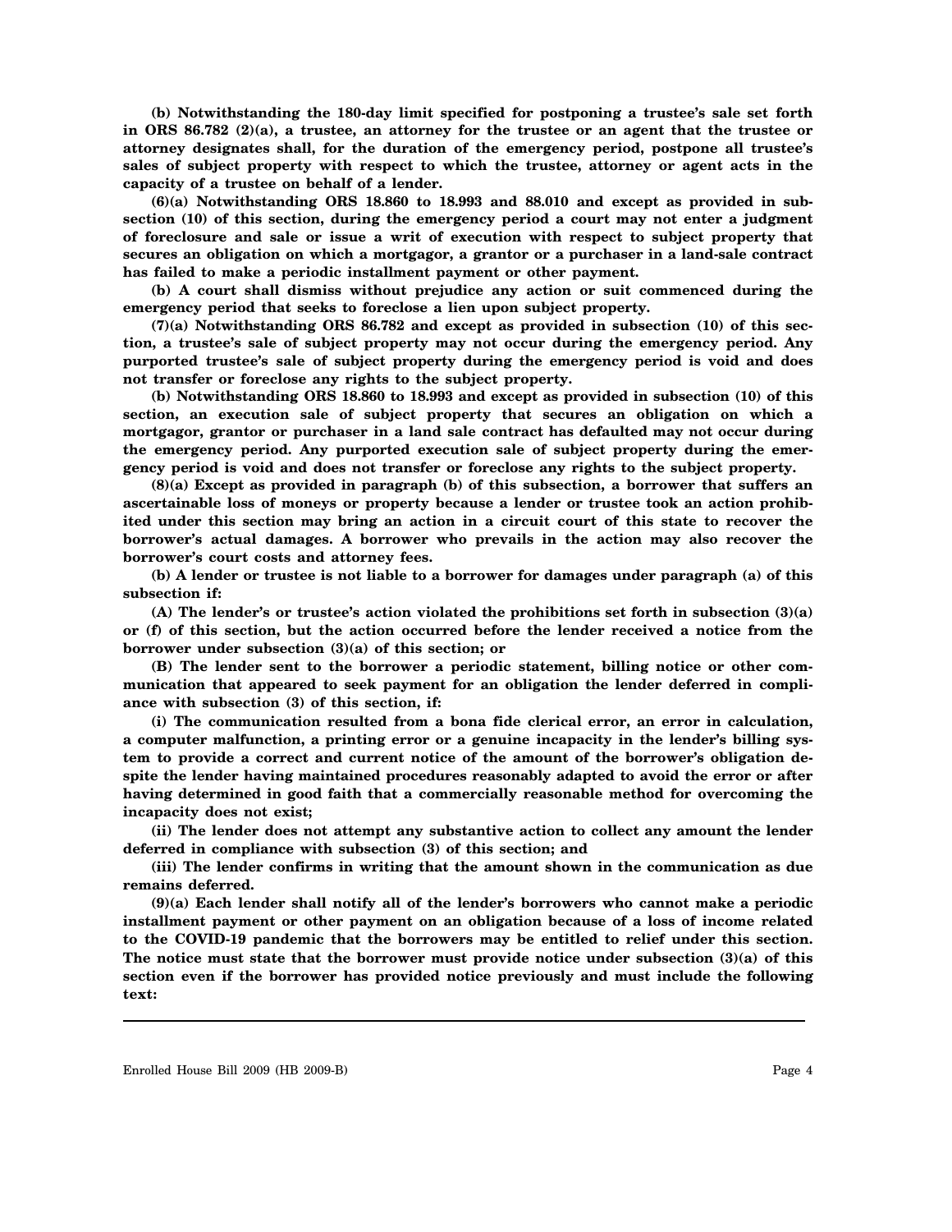**(b) Notwithstanding the 180-day limit specified for postponing a trustee's sale set forth in ORS 86.782 (2)(a), a trustee, an attorney for the trustee or an agent that the trustee or attorney designates shall, for the duration of the emergency period, postpone all trustee's sales of subject property with respect to which the trustee, attorney or agent acts in the capacity of a trustee on behalf of a lender.**

**(6)(a) Notwithstanding ORS 18.860 to 18.993 and 88.010 and except as provided in subsection (10) of this section, during the emergency period a court may not enter a judgment of foreclosure and sale or issue a writ of execution with respect to subject property that secures an obligation on which a mortgagor, a grantor or a purchaser in a land-sale contract has failed to make a periodic installment payment or other payment.**

**(b) A court shall dismiss without prejudice any action or suit commenced during the emergency period that seeks to foreclose a lien upon subject property.**

**(7)(a) Notwithstanding ORS 86.782 and except as provided in subsection (10) of this section, a trustee's sale of subject property may not occur during the emergency period. Any purported trustee's sale of subject property during the emergency period is void and does not transfer or foreclose any rights to the subject property.**

**(b) Notwithstanding ORS 18.860 to 18.993 and except as provided in subsection (10) of this section, an execution sale of subject property that secures an obligation on which a mortgagor, grantor or purchaser in a land sale contract has defaulted may not occur during the emergency period. Any purported execution sale of subject property during the emergency period is void and does not transfer or foreclose any rights to the subject property.**

**(8)(a) Except as provided in paragraph (b) of this subsection, a borrower that suffers an ascertainable loss of moneys or property because a lender or trustee took an action prohibited under this section may bring an action in a circuit court of this state to recover the borrower's actual damages. A borrower who prevails in the action may also recover the borrower's court costs and attorney fees.**

**(b) A lender or trustee is not liable to a borrower for damages under paragraph (a) of this subsection if:**

**(A) The lender's or trustee's action violated the prohibitions set forth in subsection (3)(a) or (f) of this section, but the action occurred before the lender received a notice from the borrower under subsection (3)(a) of this section; or**

**(B) The lender sent to the borrower a periodic statement, billing notice or other communication that appeared to seek payment for an obligation the lender deferred in compliance with subsection (3) of this section, if:**

**(i) The communication resulted from a bona fide clerical error, an error in calculation, a computer malfunction, a printing error or a genuine incapacity in the lender's billing system to provide a correct and current notice of the amount of the borrower's obligation despite the lender having maintained procedures reasonably adapted to avoid the error or after having determined in good faith that a commercially reasonable method for overcoming the incapacity does not exist;**

**(ii) The lender does not attempt any substantive action to collect any amount the lender deferred in compliance with subsection (3) of this section; and**

**(iii) The lender confirms in writing that the amount shown in the communication as due remains deferred.**

**(9)(a) Each lender shall notify all of the lender's borrowers who cannot make a periodic installment payment or other payment on an obligation because of a loss of income related to the COVID-19 pandemic that the borrowers may be entitled to relief under this section. The notice must state that the borrower must provide notice under subsection (3)(a) of this section even if the borrower has provided notice previously and must include the following text:**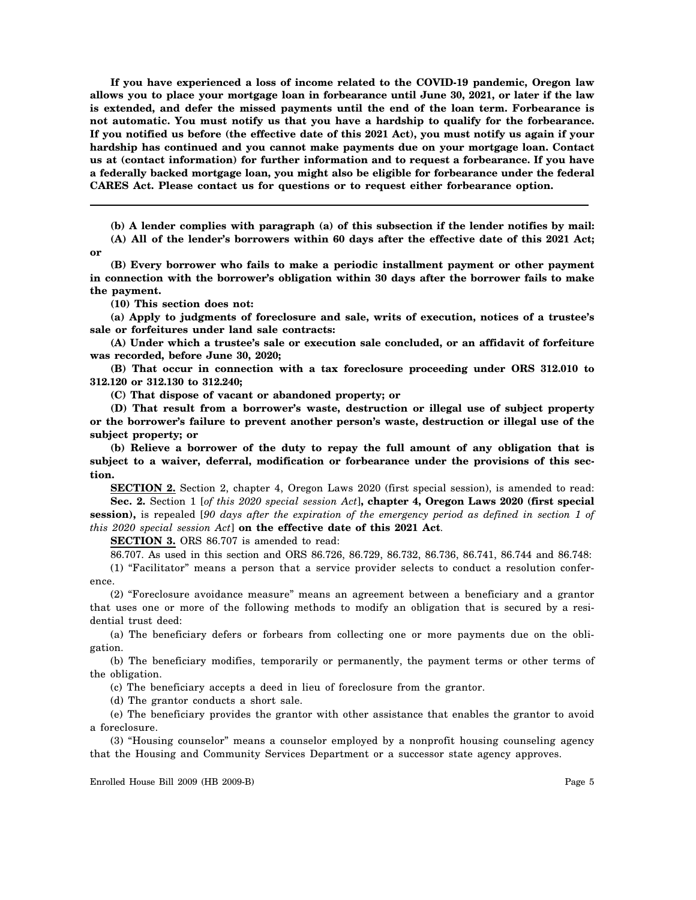**If you have experienced a loss of income related to the COVID-19 pandemic, Oregon law allows you to place your mortgage loan in forbearance until June 30, 2021, or later if the law is extended, and defer the missed payments until the end of the loan term. Forbearance is not automatic. You must notify us that you have a hardship to qualify for the forbearance. If you notified us before (the effective date of this 2021 Act), you must notify us again if your hardship has continued and you cannot make payments due on your mortgage loan. Contact us at (contact information) for further information and to request a forbearance. If you have a federally backed mortgage loan, you might also be eligible for forbearance under the federal CARES Act. Please contact us for questions or to request either forbearance option.**

---

**(b) A lender complies with paragraph (a) of this subsection if the lender notifies by mail:**

**(A) All of the lender's borrowers within 60 days after the effective date of this 2021 Act; or**

**(B) Every borrower who fails to make a periodic installment payment or other payment in connection with the borrower's obligation within 30 days after the borrower fails to make the payment.**

**(10) This section does not:**

**(a) Apply to judgments of foreclosure and sale, writs of execution, notices of a trustee's sale or forfeitures under land sale contracts:**

**(A) Under which a trustee's sale or execution sale concluded, or an affidavit of forfeiture was recorded, before June 30, 2020;**

**(B) That occur in connection with a tax foreclosure proceeding under ORS 312.010 to 312.120 or 312.130 to 312.240;**

**(C) That dispose of vacant or abandoned property; or**

**(D) That result from a borrower's waste, destruction or illegal use of subject property or the borrower's failure to prevent another person's waste, destruction or illegal use of the subject property; or**

**(b) Relieve a borrower of the duty to repay the full amount of any obligation that is subject to a waiver, deferral, modification or forbearance under the provisions of this section.**

**SECTION 2.** Section 2, chapter 4, Oregon Laws 2020 (first special session), is amended to read:

**Sec. 2.** Section 1 [*of this 2020 special session Act*]**, chapter 4, Oregon Laws 2020 (first special session),** is repealed [*90 days after the expiration of the emergency period as defined in section 1 of this 2020 special session Act*] **on the effective date of this 2021 Act**.

**SECTION 3.** ORS 86.707 is amended to read:

86.707. As used in this section and ORS 86.726, 86.729, 86.732, 86.736, 86.741, 86.744 and 86.748:

(1) "Facilitator" means a person that a service provider selects to conduct a resolution conference.

(2) "Foreclosure avoidance measure" means an agreement between a beneficiary and a grantor that uses one or more of the following methods to modify an obligation that is secured by a residential trust deed:

(a) The beneficiary defers or forbears from collecting one or more payments due on the obligation.

(b) The beneficiary modifies, temporarily or permanently, the payment terms or other terms of the obligation.

(c) The beneficiary accepts a deed in lieu of foreclosure from the grantor.

(d) The grantor conducts a short sale.

(e) The beneficiary provides the grantor with other assistance that enables the grantor to avoid a foreclosure.

(3) "Housing counselor" means a counselor employed by a nonprofit housing counseling agency that the Housing and Community Services Department or a successor state agency approves.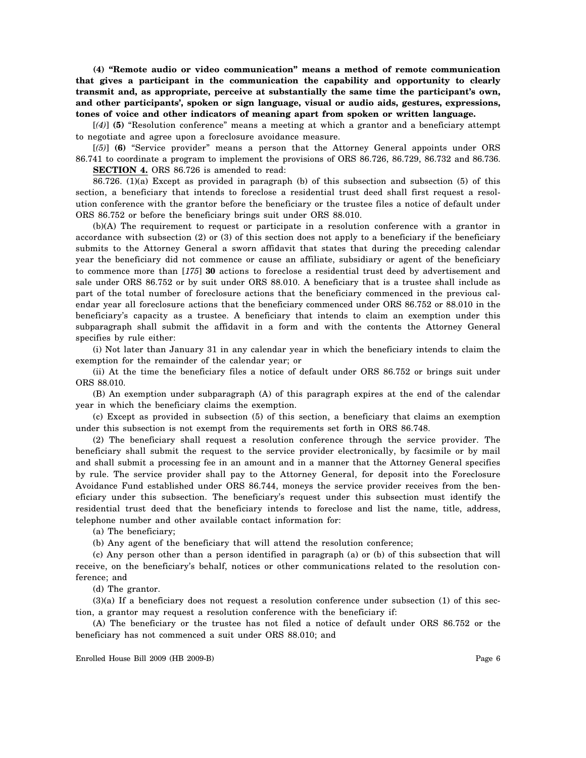**(4) "Remote audio or video communication" means a method of remote communication that gives a participant in the communication the capability and opportunity to clearly transmit and, as appropriate, perceive at substantially the same time the participant's own, and other participants', spoken or sign language, visual or audio aids, gestures, expressions, tones of voice and other indicators of meaning apart from spoken or written language.**

[*(4)*] **(5)** "Resolution conference" means a meeting at which a grantor and a beneficiary attempt to negotiate and agree upon a foreclosure avoidance measure.

[*(5)*] **(6)** "Service provider" means a person that the Attorney General appoints under ORS 86.741 to coordinate a program to implement the provisions of ORS 86.726, 86.729, 86.732 and 86.736.

**SECTION 4.** ORS 86.726 is amended to read:

86.726. (1)(a) Except as provided in paragraph (b) of this subsection and subsection (5) of this section, a beneficiary that intends to foreclose a residential trust deed shall first request a resolution conference with the grantor before the beneficiary or the trustee files a notice of default under ORS 86.752 or before the beneficiary brings suit under ORS 88.010.

(b)(A) The requirement to request or participate in a resolution conference with a grantor in accordance with subsection (2) or (3) of this section does not apply to a beneficiary if the beneficiary submits to the Attorney General a sworn affidavit that states that during the preceding calendar year the beneficiary did not commence or cause an affiliate, subsidiary or agent of the beneficiary to commence more than [*175*] **30** actions to foreclose a residential trust deed by advertisement and sale under ORS 86.752 or by suit under ORS 88.010. A beneficiary that is a trustee shall include as part of the total number of foreclosure actions that the beneficiary commenced in the previous calendar year all foreclosure actions that the beneficiary commenced under ORS 86.752 or 88.010 in the beneficiary's capacity as a trustee. A beneficiary that intends to claim an exemption under this subparagraph shall submit the affidavit in a form and with the contents the Attorney General specifies by rule either:

(i) Not later than January 31 in any calendar year in which the beneficiary intends to claim the exemption for the remainder of the calendar year; or

(ii) At the time the beneficiary files a notice of default under ORS 86.752 or brings suit under ORS 88.010.

(B) An exemption under subparagraph (A) of this paragraph expires at the end of the calendar year in which the beneficiary claims the exemption.

(c) Except as provided in subsection (5) of this section, a beneficiary that claims an exemption under this subsection is not exempt from the requirements set forth in ORS 86.748.

(2) The beneficiary shall request a resolution conference through the service provider. The beneficiary shall submit the request to the service provider electronically, by facsimile or by mail and shall submit a processing fee in an amount and in a manner that the Attorney General specifies by rule. The service provider shall pay to the Attorney General, for deposit into the Foreclosure Avoidance Fund established under ORS 86.744, moneys the service provider receives from the beneficiary under this subsection. The beneficiary's request under this subsection must identify the residential trust deed that the beneficiary intends to foreclose and list the name, title, address, telephone number and other available contact information for:

(a) The beneficiary;

(b) Any agent of the beneficiary that will attend the resolution conference;

(c) Any person other than a person identified in paragraph (a) or (b) of this subsection that will receive, on the beneficiary's behalf, notices or other communications related to the resolution conference; and

(d) The grantor.

(3)(a) If a beneficiary does not request a resolution conference under subsection (1) of this section, a grantor may request a resolution conference with the beneficiary if:

(A) The beneficiary or the trustee has not filed a notice of default under ORS 86.752 or the beneficiary has not commenced a suit under ORS 88.010; and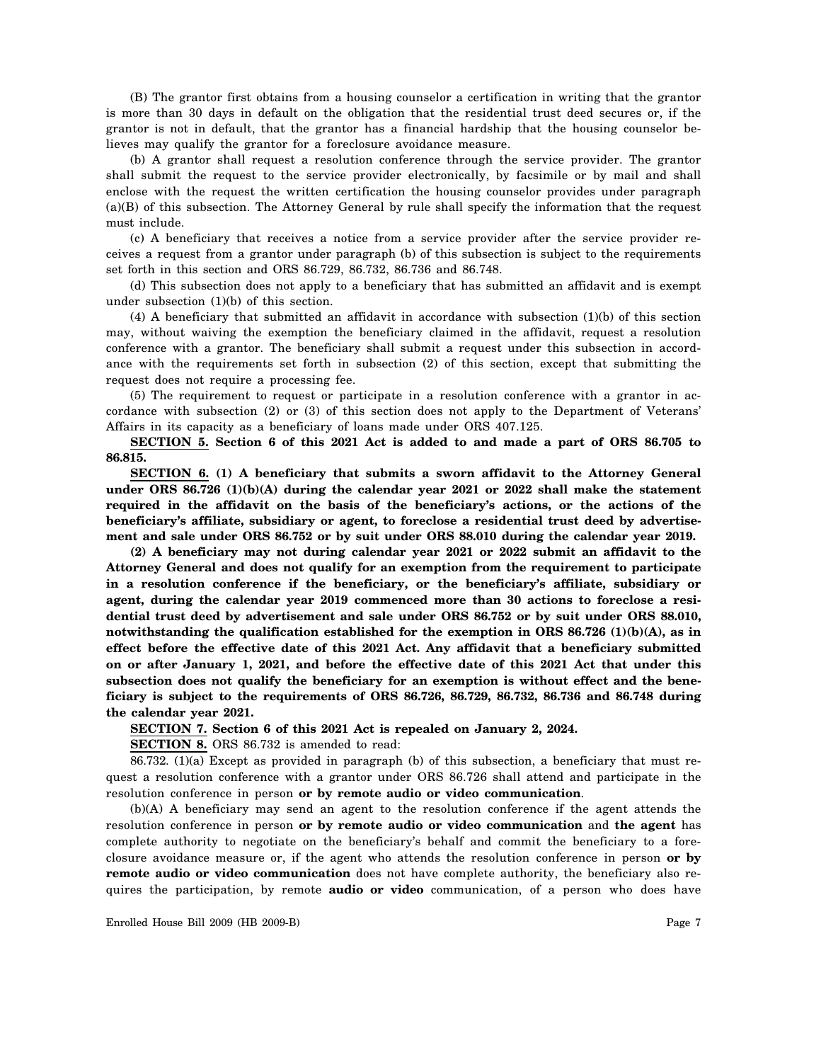(B) The grantor first obtains from a housing counselor a certification in writing that the grantor is more than 30 days in default on the obligation that the residential trust deed secures or, if the grantor is not in default, that the grantor has a financial hardship that the housing counselor believes may qualify the grantor for a foreclosure avoidance measure.

(b) A grantor shall request a resolution conference through the service provider. The grantor shall submit the request to the service provider electronically, by facsimile or by mail and shall enclose with the request the written certification the housing counselor provides under paragraph (a)(B) of this subsection. The Attorney General by rule shall specify the information that the request must include.

(c) A beneficiary that receives a notice from a service provider after the service provider receives a request from a grantor under paragraph (b) of this subsection is subject to the requirements set forth in this section and ORS 86.729, 86.732, 86.736 and 86.748.

(d) This subsection does not apply to a beneficiary that has submitted an affidavit and is exempt under subsection (1)(b) of this section.

(4) A beneficiary that submitted an affidavit in accordance with subsection (1)(b) of this section may, without waiving the exemption the beneficiary claimed in the affidavit, request a resolution conference with a grantor. The beneficiary shall submit a request under this subsection in accordance with the requirements set forth in subsection (2) of this section, except that submitting the request does not require a processing fee.

(5) The requirement to request or participate in a resolution conference with a grantor in accordance with subsection (2) or (3) of this section does not apply to the Department of Veterans' Affairs in its capacity as a beneficiary of loans made under ORS 407.125.

**SECTION 5. Section 6 of this 2021 Act is added to and made a part of ORS 86.705 to 86.815.**

**SECTION 6. (1) A beneficiary that submits a sworn affidavit to the Attorney General under ORS 86.726 (1)(b)(A) during the calendar year 2021 or 2022 shall make the statement required in the affidavit on the basis of the beneficiary's actions, or the actions of the beneficiary's affiliate, subsidiary or agent, to foreclose a residential trust deed by advertisement and sale under ORS 86.752 or by suit under ORS 88.010 during the calendar year 2019.**

**(2) A beneficiary may not during calendar year 2021 or 2022 submit an affidavit to the Attorney General and does not qualify for an exemption from the requirement to participate in a resolution conference if the beneficiary, or the beneficiary's affiliate, subsidiary or agent, during the calendar year 2019 commenced more than 30 actions to foreclose a residential trust deed by advertisement and sale under ORS 86.752 or by suit under ORS 88.010, notwithstanding the qualification established for the exemption in ORS 86.726 (1)(b)(A), as in effect before the effective date of this 2021 Act. Any affidavit that a beneficiary submitted on or after January 1, 2021, and before the effective date of this 2021 Act that under this subsection does not qualify the beneficiary for an exemption is without effect and the beneficiary is subject to the requirements of ORS 86.726, 86.729, 86.732, 86.736 and 86.748 during the calendar year 2021.**

**SECTION 7. Section 6 of this 2021 Act is repealed on January 2, 2024.**

**SECTION 8.** ORS 86.732 is amended to read:

86.732. (1)(a) Except as provided in paragraph (b) of this subsection, a beneficiary that must request a resolution conference with a grantor under ORS 86.726 shall attend and participate in the resolution conference in person **or by remote audio or video communication**.

(b)(A) A beneficiary may send an agent to the resolution conference if the agent attends the resolution conference in person **or by remote audio or video communication** and **the agent** has complete authority to negotiate on the beneficiary's behalf and commit the beneficiary to a foreclosure avoidance measure or, if the agent who attends the resolution conference in person **or by remote audio or video communication** does not have complete authority, the beneficiary also requires the participation, by remote **audio or video** communication, of a person who does have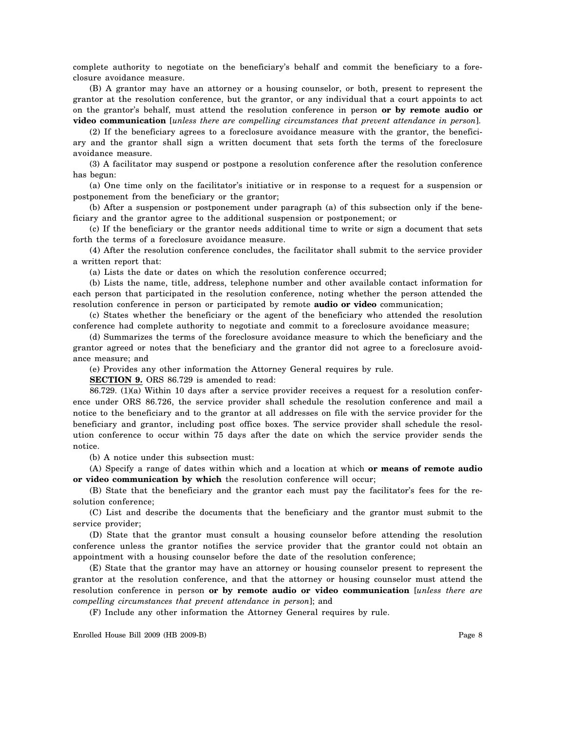complete authority to negotiate on the beneficiary's behalf and commit the beneficiary to a foreclosure avoidance measure.

(B) A grantor may have an attorney or a housing counselor, or both, present to represent the grantor at the resolution conference, but the grantor, or any individual that a court appoints to act on the grantor's behalf, must attend the resolution conference in person **or by remote audio or video communication** [*unless there are compelling circumstances that prevent attendance in person*].

(2) If the beneficiary agrees to a foreclosure avoidance measure with the grantor, the beneficiary and the grantor shall sign a written document that sets forth the terms of the foreclosure avoidance measure.

(3) A facilitator may suspend or postpone a resolution conference after the resolution conference has begun:

(a) One time only on the facilitator's initiative or in response to a request for a suspension or postponement from the beneficiary or the grantor;

(b) After a suspension or postponement under paragraph (a) of this subsection only if the beneficiary and the grantor agree to the additional suspension or postponement; or

(c) If the beneficiary or the grantor needs additional time to write or sign a document that sets forth the terms of a foreclosure avoidance measure.

(4) After the resolution conference concludes, the facilitator shall submit to the service provider a written report that:

(a) Lists the date or dates on which the resolution conference occurred;

(b) Lists the name, title, address, telephone number and other available contact information for each person that participated in the resolution conference, noting whether the person attended the resolution conference in person or participated by remote **audio or video** communication;

(c) States whether the beneficiary or the agent of the beneficiary who attended the resolution conference had complete authority to negotiate and commit to a foreclosure avoidance measure;

(d) Summarizes the terms of the foreclosure avoidance measure to which the beneficiary and the grantor agreed or notes that the beneficiary and the grantor did not agree to a foreclosure avoidance measure; and

(e) Provides any other information the Attorney General requires by rule.

**SECTION 9.** ORS 86.729 is amended to read:

86.729. (1)(a) Within 10 days after a service provider receives a request for a resolution conference under ORS 86.726, the service provider shall schedule the resolution conference and mail a notice to the beneficiary and to the grantor at all addresses on file with the service provider for the beneficiary and grantor, including post office boxes. The service provider shall schedule the resolution conference to occur within 75 days after the date on which the service provider sends the notice.

(b) A notice under this subsection must:

(A) Specify a range of dates within which and a location at which **or means of remote audio or video communication by which** the resolution conference will occur;

(B) State that the beneficiary and the grantor each must pay the facilitator's fees for the resolution conference;

(C) List and describe the documents that the beneficiary and the grantor must submit to the service provider;

(D) State that the grantor must consult a housing counselor before attending the resolution conference unless the grantor notifies the service provider that the grantor could not obtain an appointment with a housing counselor before the date of the resolution conference;

(E) State that the grantor may have an attorney or housing counselor present to represent the grantor at the resolution conference, and that the attorney or housing counselor must attend the resolution conference in person **or by remote audio or video communication** [*unless there are compelling circumstances that prevent attendance in person*]; and

(F) Include any other information the Attorney General requires by rule.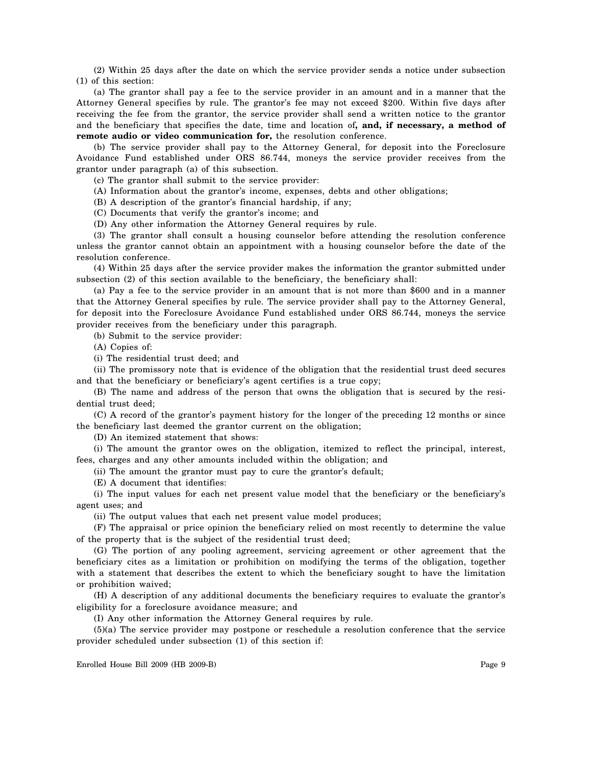(2) Within 25 days after the date on which the service provider sends a notice under subsection (1) of this section:

(a) The grantor shall pay a fee to the service provider in an amount and in a manner that the Attorney General specifies by rule. The grantor's fee may not exceed $200. Within five days after receiving the fee from the grantor, the service provider shall send a written notice to the grantor and the beneficiary that specifies the date, time and location of**, and, if necessary, a method of remote audio or video communication for,** the resolution conference.

(b) The service provider shall pay to the Attorney General, for deposit into the Foreclosure Avoidance Fund established under ORS 86.744, moneys the service provider receives from the grantor under paragraph (a) of this subsection.

(c) The grantor shall submit to the service provider:

(A) Information about the grantor's income, expenses, debts and other obligations;

(B) A description of the grantor's financial hardship, if any;

(C) Documents that verify the grantor's income; and

(D) Any other information the Attorney General requires by rule.

(3) The grantor shall consult a housing counselor before attending the resolution conference unless the grantor cannot obtain an appointment with a housing counselor before the date of the resolution conference.

(4) Within 25 days after the service provider makes the information the grantor submitted under subsection (2) of this section available to the beneficiary, the beneficiary shall:

(a) Pay a fee to the service provider in an amount that is not more than $600 and in a manner that the Attorney General specifies by rule. The service provider shall pay to the Attorney General, for deposit into the Foreclosure Avoidance Fund established under ORS 86.744, moneys the service provider receives from the beneficiary under this paragraph.

(b) Submit to the service provider:

(A) Copies of:

(i) The residential trust deed; and

(ii) The promissory note that is evidence of the obligation that the residential trust deed secures and that the beneficiary or beneficiary's agent certifies is a true copy;

(B) The name and address of the person that owns the obligation that is secured by the residential trust deed;

(C) A record of the grantor's payment history for the longer of the preceding 12 months or since the beneficiary last deemed the grantor current on the obligation;

(D) An itemized statement that shows:

(i) The amount the grantor owes on the obligation, itemized to reflect the principal, interest, fees, charges and any other amounts included within the obligation; and

(ii) The amount the grantor must pay to cure the grantor's default;

(E) A document that identifies:

(i) The input values for each net present value model that the beneficiary or the beneficiary's agent uses; and

(ii) The output values that each net present value model produces;

(F) The appraisal or price opinion the beneficiary relied on most recently to determine the value of the property that is the subject of the residential trust deed;

(G) The portion of any pooling agreement, servicing agreement or other agreement that the beneficiary cites as a limitation or prohibition on modifying the terms of the obligation, together with a statement that describes the extent to which the beneficiary sought to have the limitation or prohibition waived;

(H) A description of any additional documents the beneficiary requires to evaluate the grantor's eligibility for a foreclosure avoidance measure; and

(I) Any other information the Attorney General requires by rule.

(5)(a) The service provider may postpone or reschedule a resolution conference that the service provider scheduled under subsection (1) of this section if: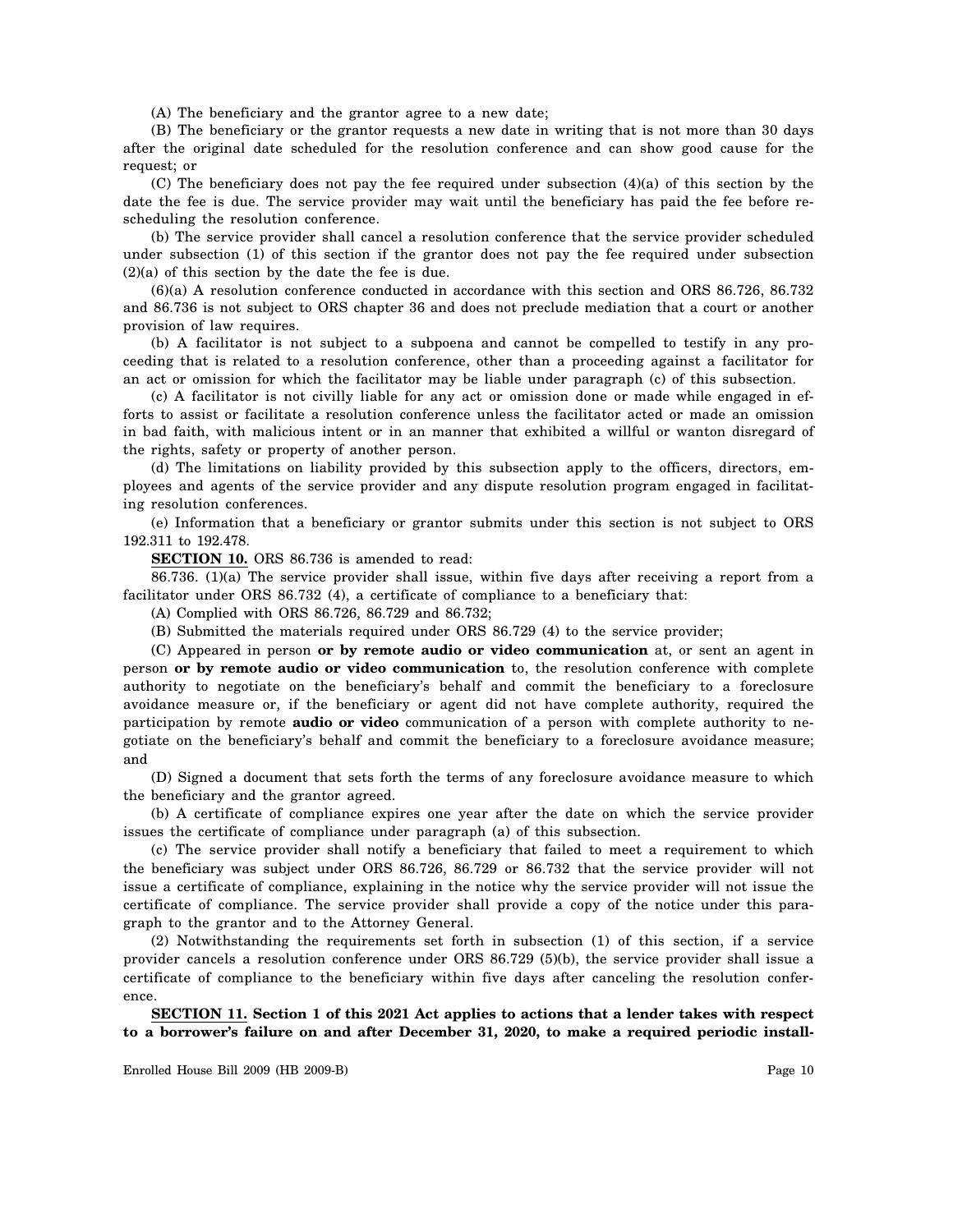(A) The beneficiary and the grantor agree to a new date;

(B) The beneficiary or the grantor requests a new date in writing that is not more than 30 days after the original date scheduled for the resolution conference and can show good cause for the request; or

(C) The beneficiary does not pay the fee required under subsection (4)(a) of this section by the date the fee is due. The service provider may wait until the beneficiary has paid the fee before rescheduling the resolution conference.

(b) The service provider shall cancel a resolution conference that the service provider scheduled under subsection (1) of this section if the grantor does not pay the fee required under subsection (2)(a) of this section by the date the fee is due.

(6)(a) A resolution conference conducted in accordance with this section and ORS 86.726, 86.732 and 86.736 is not subject to ORS chapter 36 and does not preclude mediation that a court or another provision of law requires.

(b) A facilitator is not subject to a subpoena and cannot be compelled to testify in any proceeding that is related to a resolution conference, other than a proceeding against a facilitator for an act or omission for which the facilitator may be liable under paragraph (c) of this subsection.

(c) A facilitator is not civilly liable for any act or omission done or made while engaged in efforts to assist or facilitate a resolution conference unless the facilitator acted or made an omission in bad faith, with malicious intent or in an manner that exhibited a willful or wanton disregard of the rights, safety or property of another person.

(d) The limitations on liability provided by this subsection apply to the officers, directors, employees and agents of the service provider and any dispute resolution program engaged in facilitating resolution conferences.

(e) Information that a beneficiary or grantor submits under this section is not subject to ORS 192.311 to 192.478.

**SECTION 10.** ORS 86.736 is amended to read:

86.736. (1)(a) The service provider shall issue, within five days after receiving a report from a facilitator under ORS 86.732 (4), a certificate of compliance to a beneficiary that:

(A) Complied with ORS 86.726, 86.729 and 86.732;

(B) Submitted the materials required under ORS 86.729 (4) to the service provider;

(C) Appeared in person **or by remote audio or video communication** at, or sent an agent in person **or by remote audio or video communication** to, the resolution conference with complete authority to negotiate on the beneficiary's behalf and commit the beneficiary to a foreclosure avoidance measure or, if the beneficiary or agent did not have complete authority, required the participation by remote **audio or video** communication of a person with complete authority to negotiate on the beneficiary's behalf and commit the beneficiary to a foreclosure avoidance measure; and

(D) Signed a document that sets forth the terms of any foreclosure avoidance measure to which the beneficiary and the grantor agreed.

(b) A certificate of compliance expires one year after the date on which the service provider issues the certificate of compliance under paragraph (a) of this subsection.

(c) The service provider shall notify a beneficiary that failed to meet a requirement to which the beneficiary was subject under ORS 86.726, 86.729 or 86.732 that the service provider will not issue a certificate of compliance, explaining in the notice why the service provider will not issue the certificate of compliance. The service provider shall provide a copy of the notice under this paragraph to the grantor and to the Attorney General.

(2) Notwithstanding the requirements set forth in subsection (1) of this section, if a service provider cancels a resolution conference under ORS 86.729 (5)(b), the service provider shall issue a certificate of compliance to the beneficiary within five days after canceling the resolution conference.

**SECTION 11. Section 1 of this 2021 Act applies to actions that a lender takes with respect to a borrower's failure on and after December 31, 2020, to make a required periodic install-**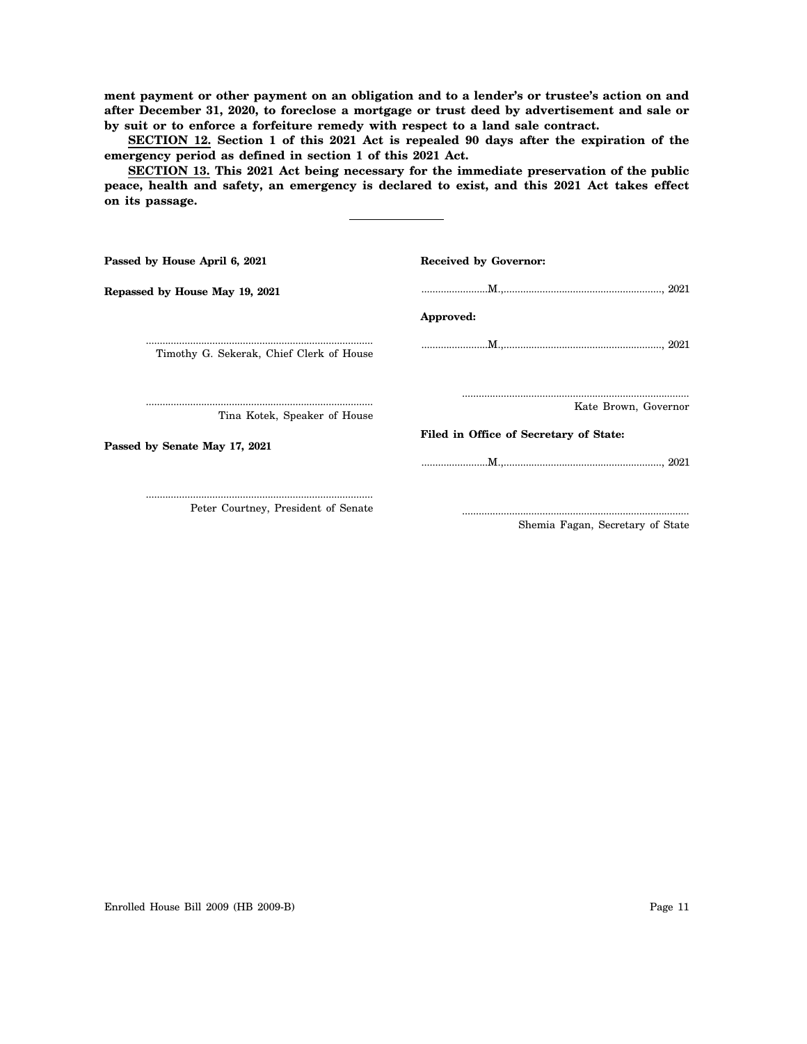**ment payment or other payment on an obligation and to a lender's or trustee's action on and after December 31, 2020, to foreclose a mortgage or trust deed by advertisement and sale or by suit or to enforce a forfeiture remedy with respect to a land sale contract.**

**SECTION 12. Section 1 of this 2021 Act is repealed 90 days after the expiration of the emergency period as defined in section 1 of this 2021 Act.**

**SECTION 13. This 2021 Act being necessary for the immediate preservation of the public peace, health and safety, an emergency is declared to exist, and this 2021 Act takes effect on its passage.**

---

**Passed by House April 6, 2021**

**Repassed by House May 19, 2021**

..................................................................................
Timothy G. Sekerak, Chief Clerk of House

..................................................................................
Tina Kotek, Speaker of House

**Passed by Senate May 17, 2021**

..................................................................................
Peter Courtney, President of Senate

**Received by Governor:**

........................M.,........................................................., 2021

**Approved:**

........................M.,........................................................., 2021

..................................................................................
Kate Brown, Governor

**Filed in Office of Secretary of State:**

........................M.,........................................................., 2021

..................................................................................
Shemia Fagan, Secretary of State